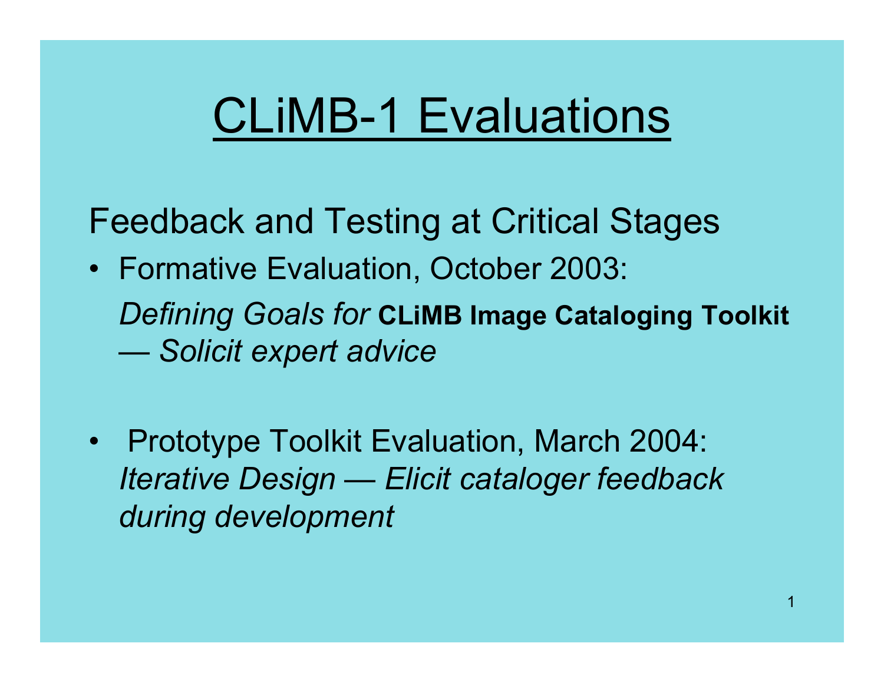# CLiMB-1 Evaluations

Feedback and Testing at Critical Stages

- Formative Evaluation, October 2003:
  *Defining Goals for* **CLiMB Image Cataloging Toolkit**
  *— Solicit expert advice*

- Prototype Toolkit Evaluation, March 2004:
  *Iterative Design — Elicit cataloger feedback during development*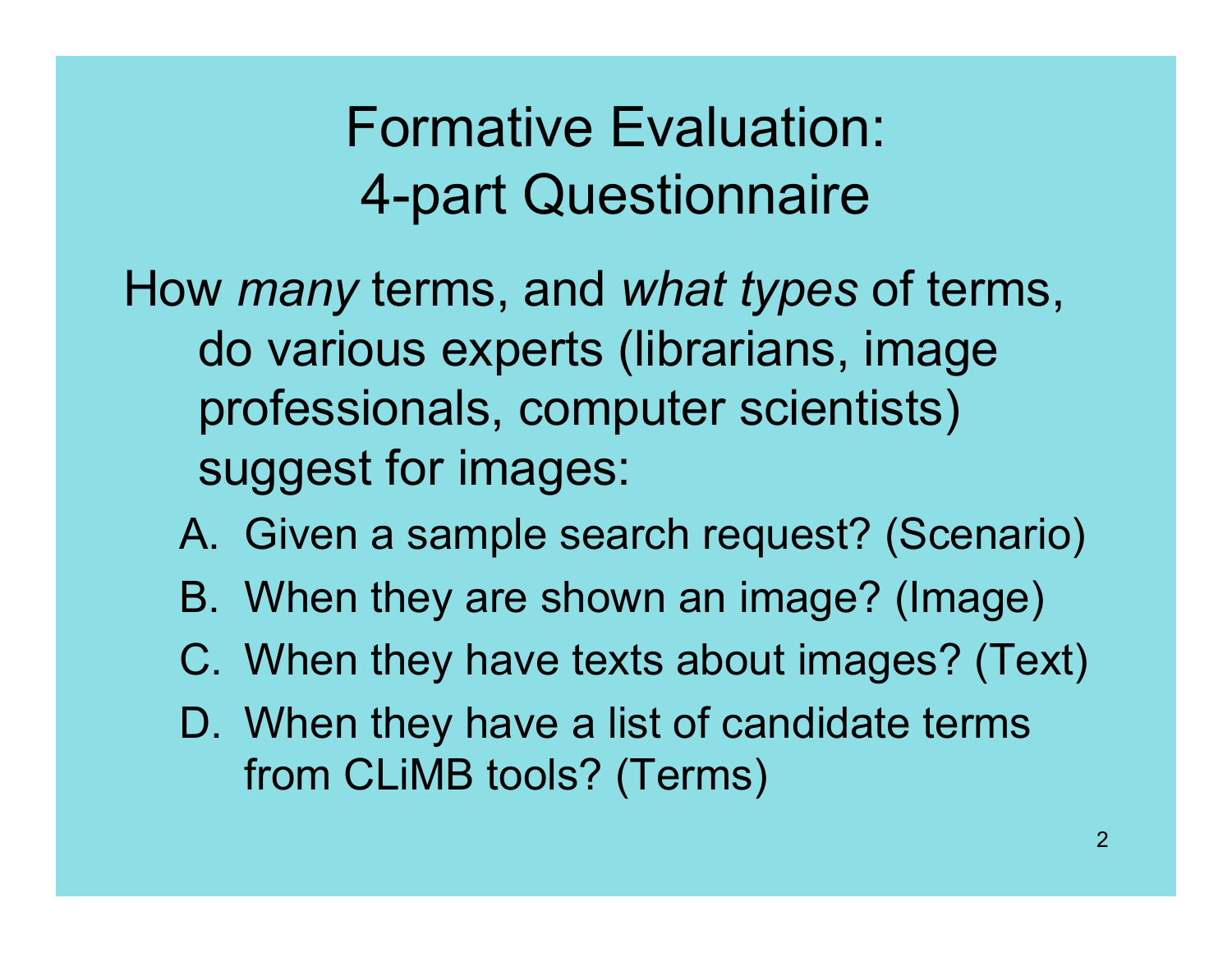# Formative Evaluation: 4-part Questionnaire

How *many* terms, and *what types* of terms, do various experts (librarians, image professionals, computer scientists) suggest for images:

A. Given a sample search request? (Scenario)
B. When they are shown an image? (Image)
C. When they have texts about images? (Text)
D. When they have a list of candidate terms from CLiMB tools? (Terms)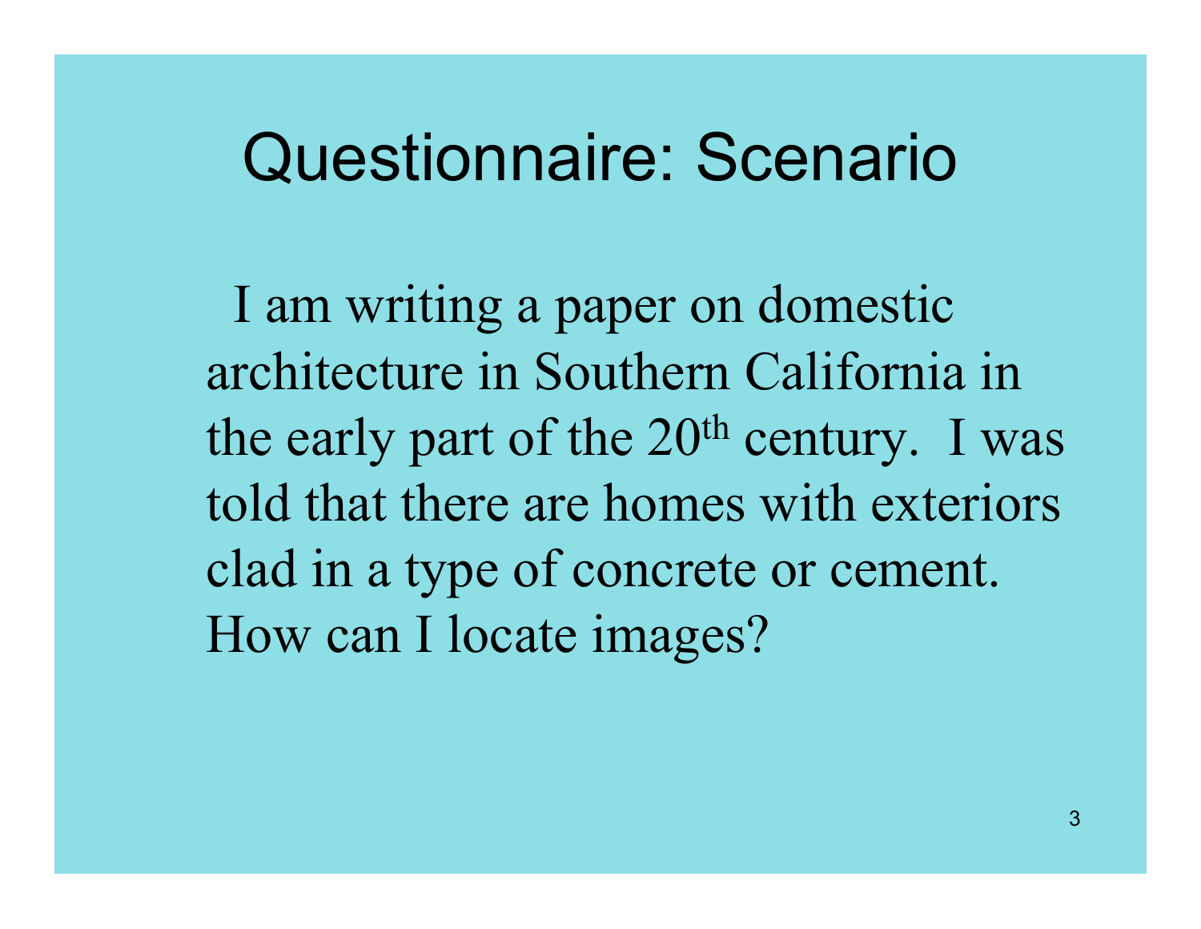# Questionnaire: Scenario

I am writing a paper on domestic architecture in Southern California in the early part of the 20th century. I was told that there are homes with exteriors clad in a type of concrete or cement. How can I locate images?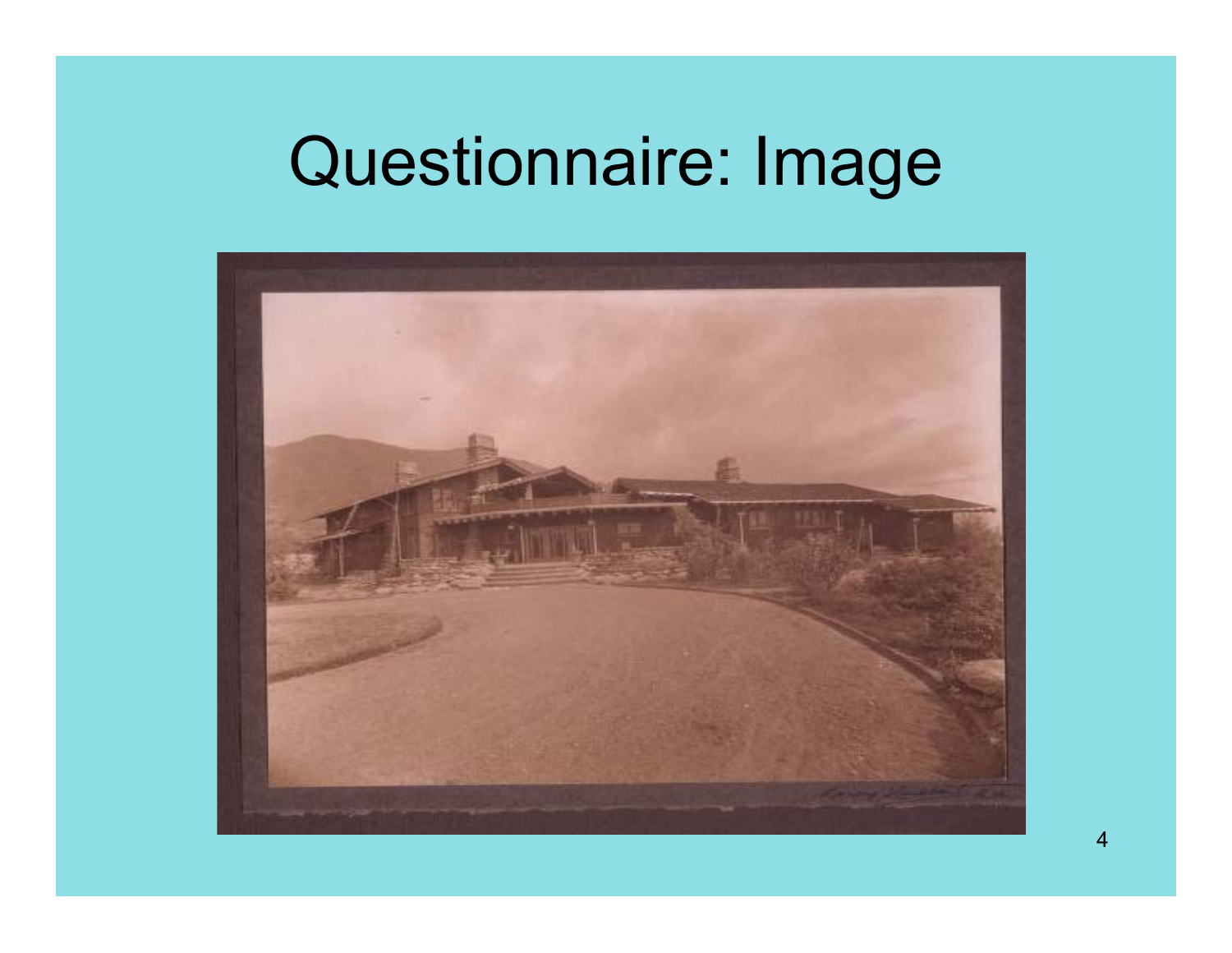# Questionnaire: Image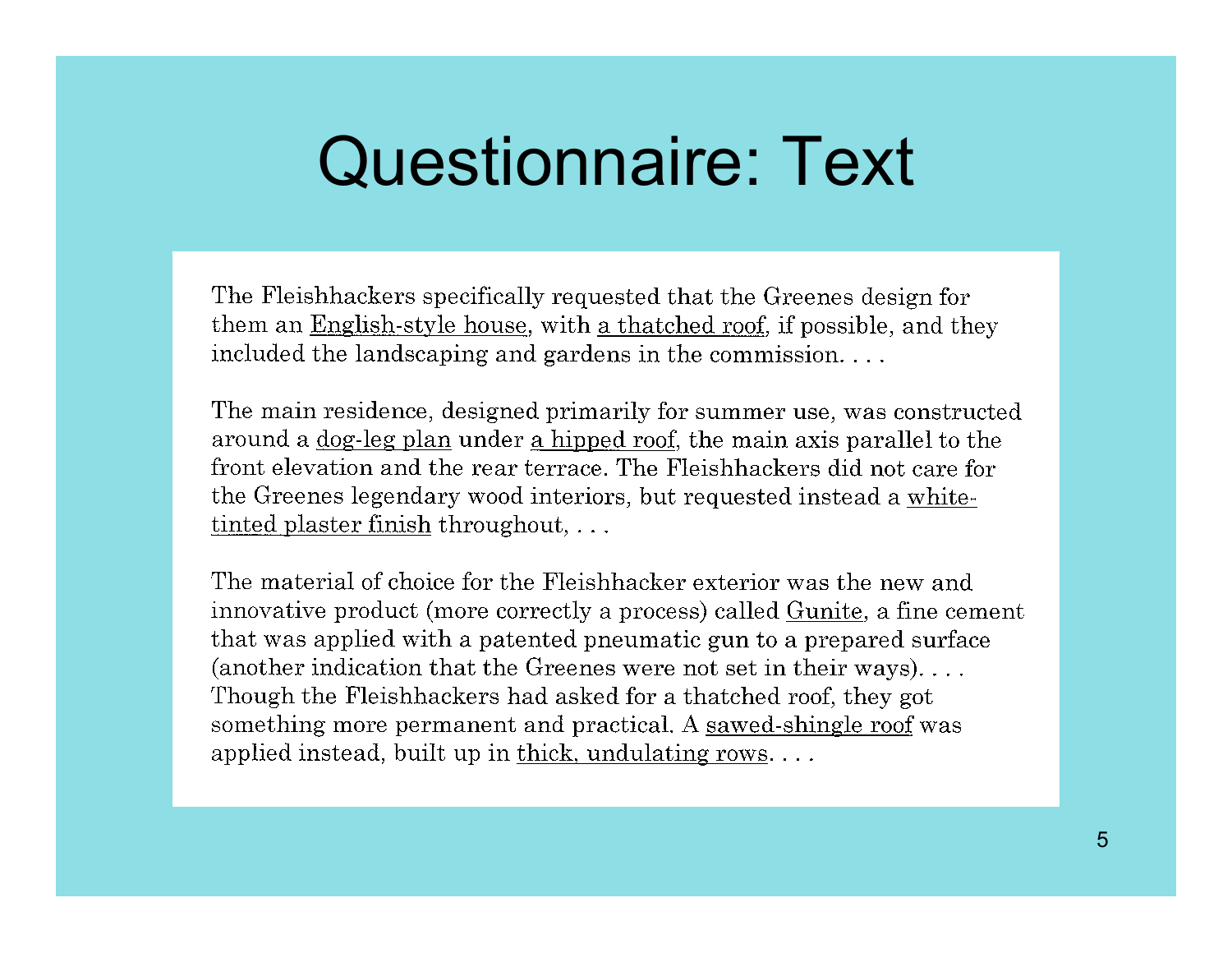# Questionnaire: Text

The Fleishhackers specifically requested that the Greenes design for them an <u>English-style house</u>, with <u>a thatched roof</u>, if possible, and they included the landscaping and gardens in the commission. . . .

The main residence, designed primarily for summer use, was constructed around a <u>dog-leg plan</u> under <u>a hipped roof</u>, the main axis parallel to the front elevation and the rear terrace. The Fleishhackers did not care for the Greenes legendary wood interiors, but requested instead a <u>white-tinted plaster finish</u> throughout, . . .

The material of choice for the Fleishhacker exterior was the new and innovative product (more correctly a process) called <u>Gunite</u>, a fine cement that was applied with a patented pneumatic gun to a prepared surface (another indication that the Greenes were not set in their ways). . . . Though the Fleishhackers had asked for a thatched roof, they got something more permanent and practical. A <u>sawed-shingle roof</u> was applied instead, built up in <u>thick, undulating rows</u>. . . .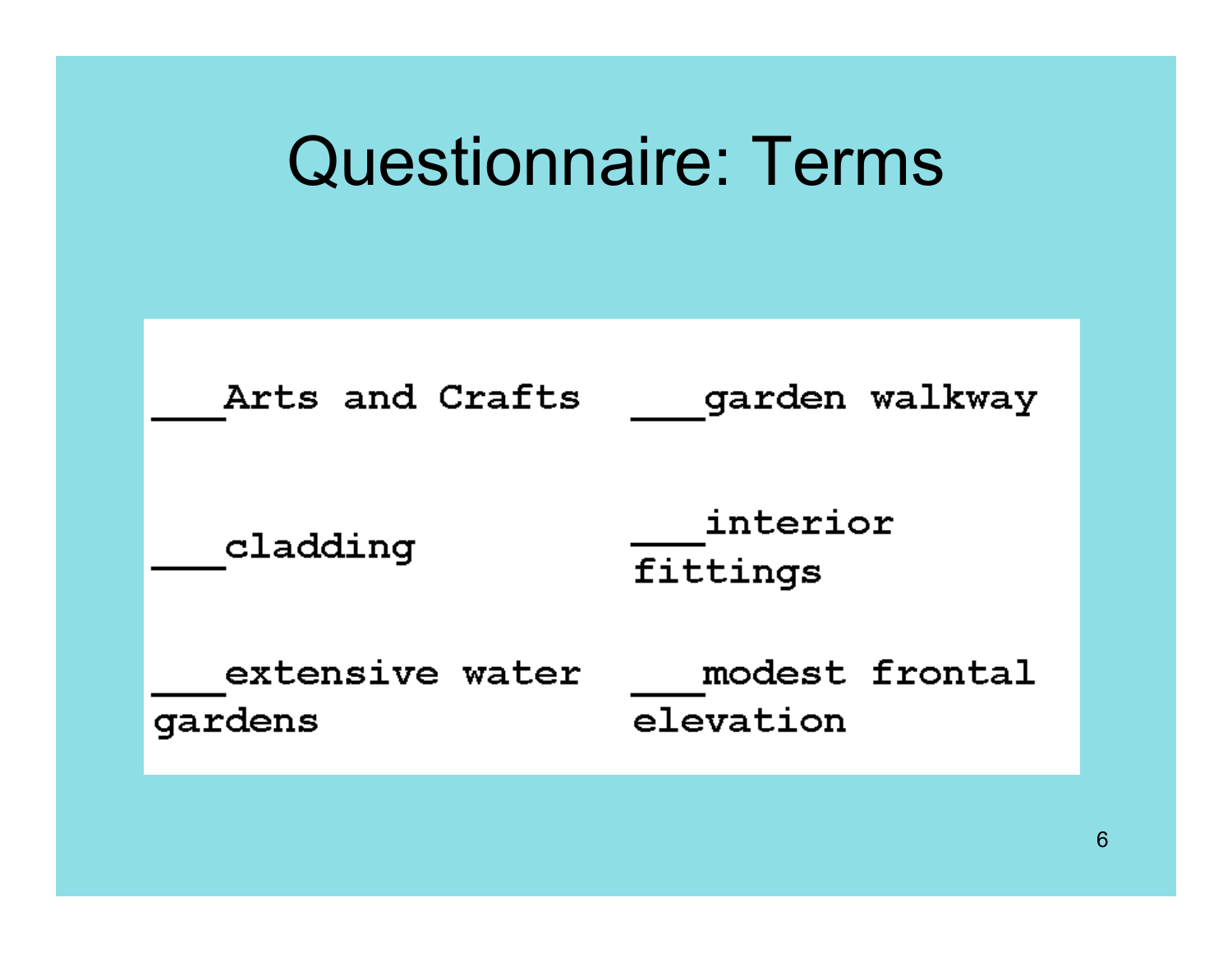# Questionnaire: Terms

___Arts and Crafts

___garden walkway

___cladding

___interior fittings

___extensive water gardens

___modest frontal elevation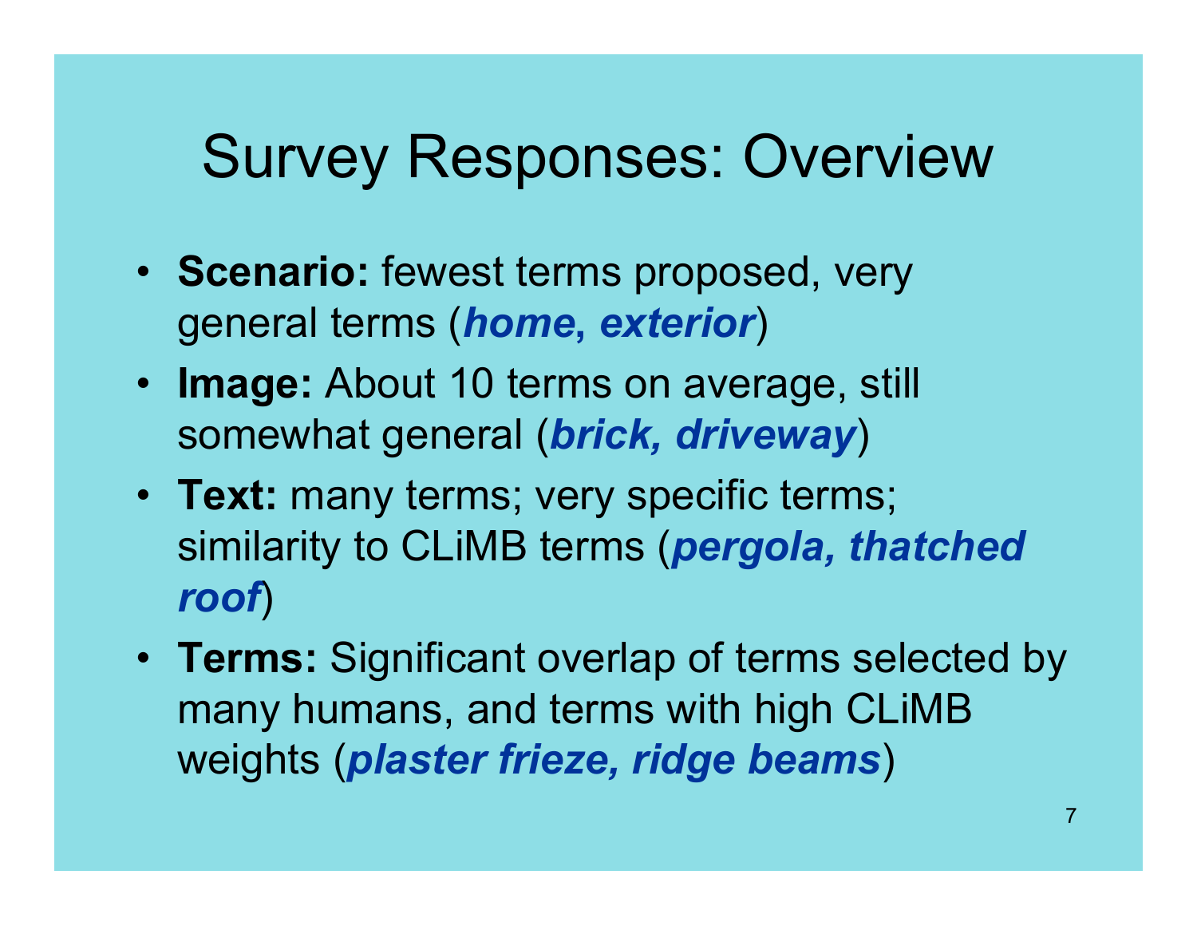# Survey Responses: Overview

- **Scenario:** fewest terms proposed, very general terms (***home, exterior***)
- **Image:** About 10 terms on average, still somewhat general (***brick, driveway***)
- **Text:** many terms; very specific terms; similarity to CLiMB terms (***pergola, thatched roof***)
- **Terms:** Significant overlap of terms selected by many humans, and terms with high CLiMB weights (***plaster frieze, ridge beams***)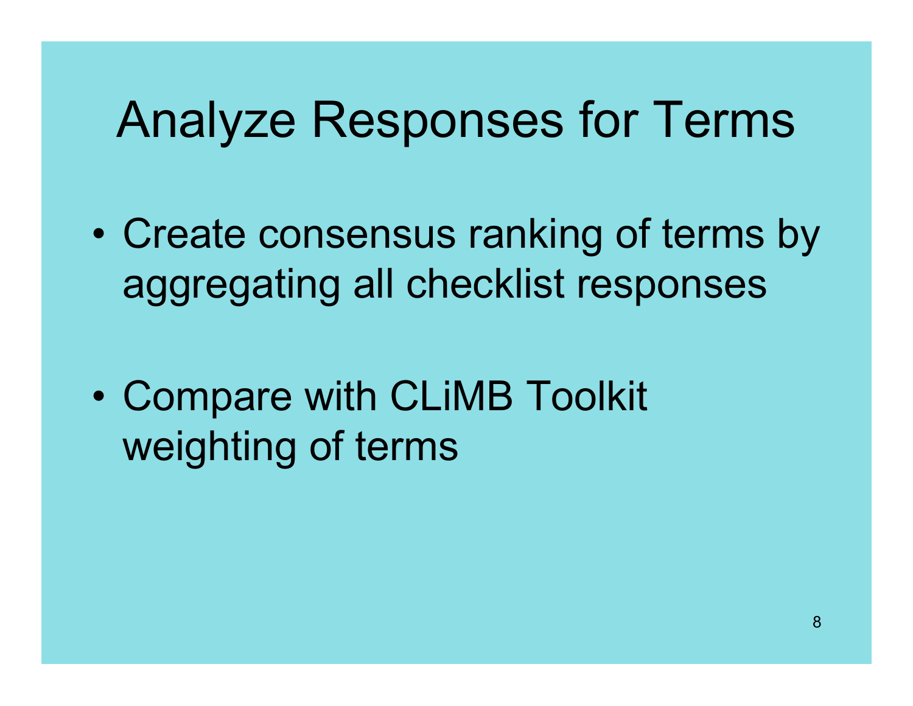# Analyze Responses for Terms

- Create consensus ranking of terms by aggregating all checklist responses
- Compare with CLiMB Toolkit weighting of terms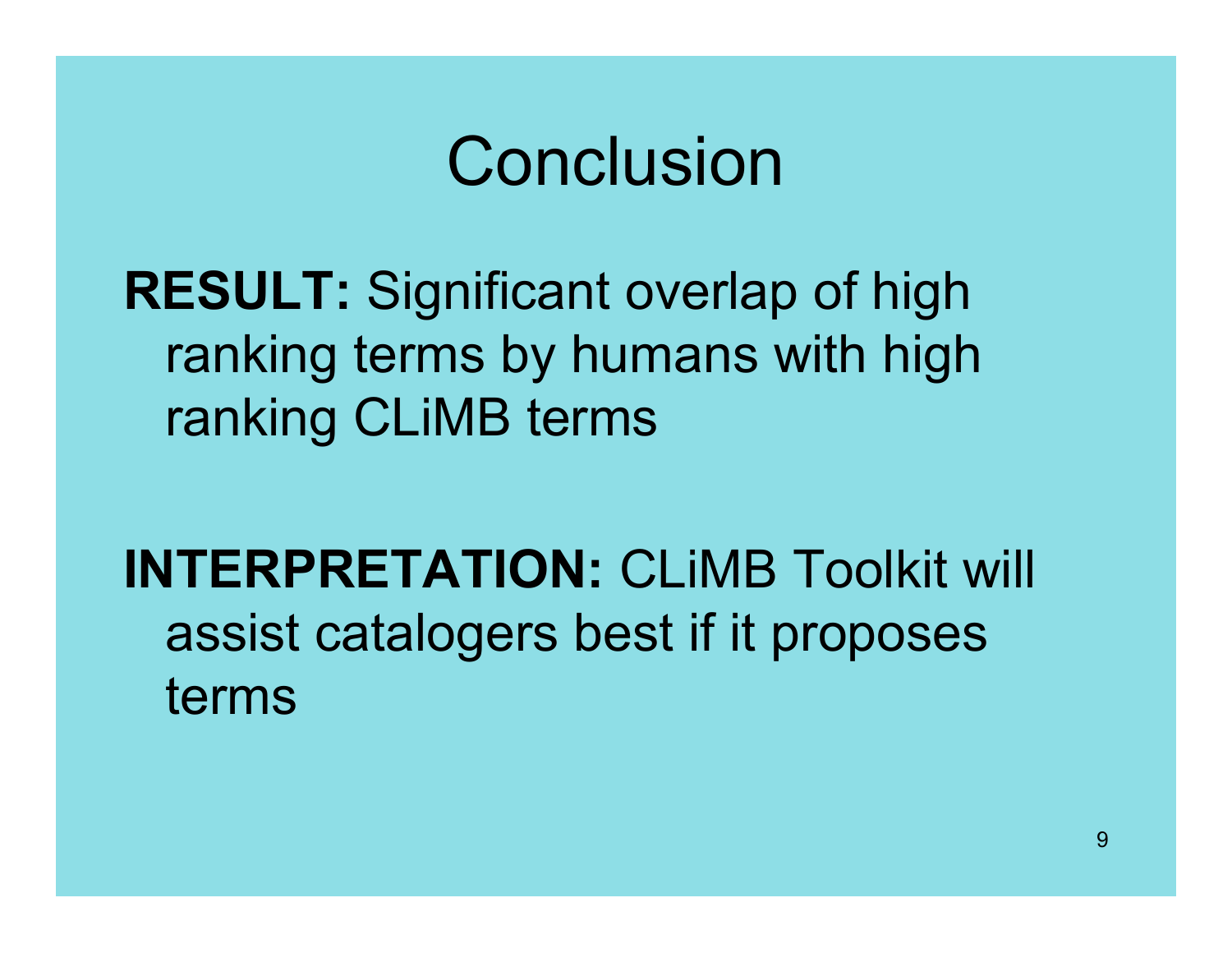# Conclusion

**RESULT:** Significant overlap of high ranking terms by humans with high ranking CLiMB terms

**INTERPRETATION:** CLiMB Toolkit will assist catalogers best if it proposes terms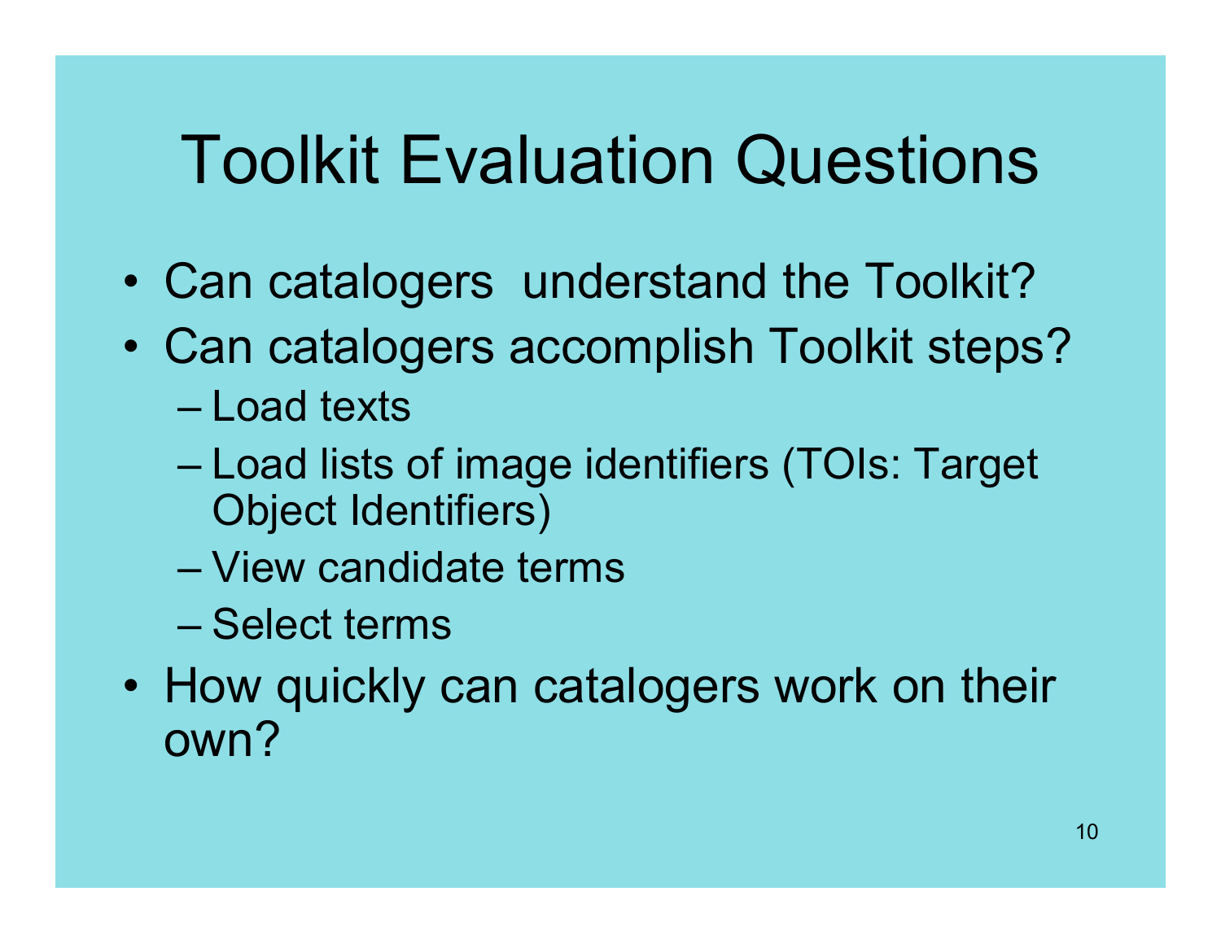# Toolkit Evaluation Questions

- Can catalogers understand the Toolkit?
- Can catalogers accomplish Toolkit steps?
  - Load texts
  - Load lists of image identifiers (TOIs: Target Object Identifiers)
  - View candidate terms
  - Select terms
- How quickly can catalogers work on their own?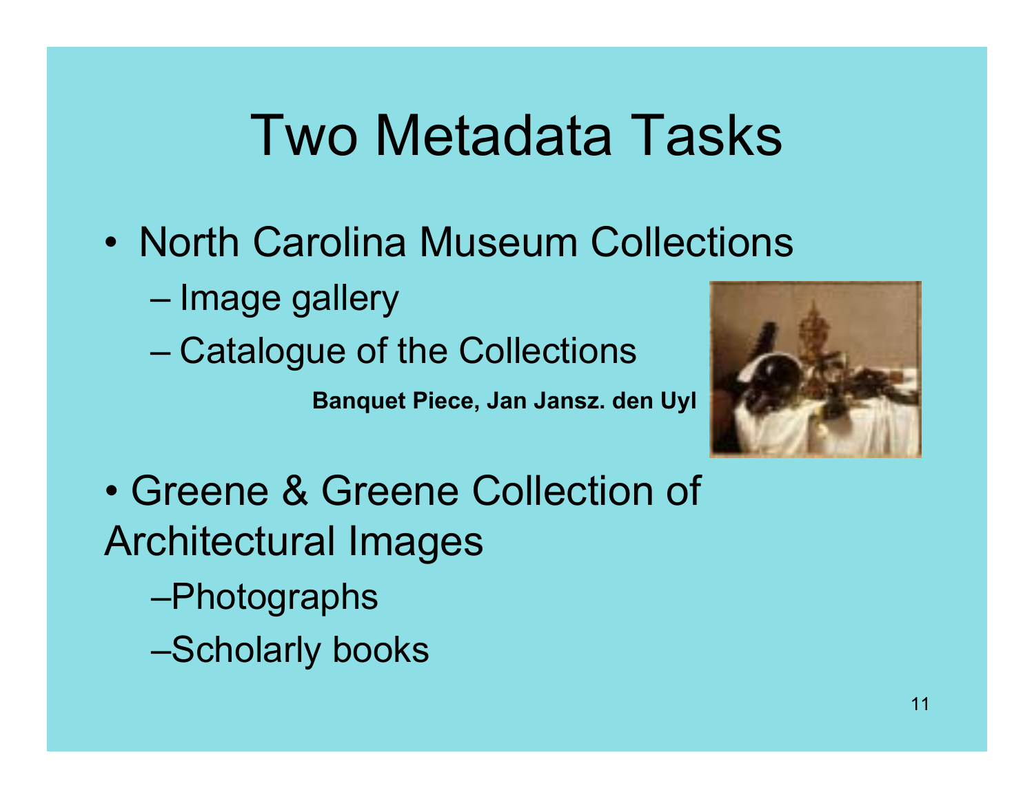# Two Metadata Tasks

- North Carolina Museum Collections
  - Image gallery
  - Catalogue of the Collections

**Banquet Piece, Jan Jansz. den Uyl**

- Greene & Greene Collection of Architectural Images
  - Photographs
  - Scholarly books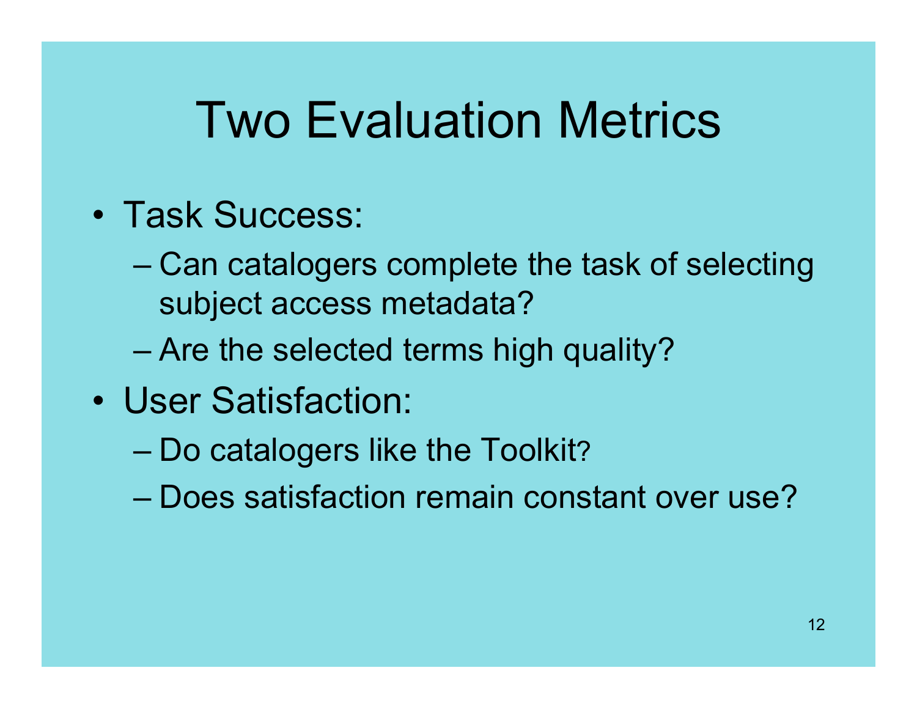# Two Evaluation Metrics

- Task Success:
  - Can catalogers complete the task of selecting subject access metadata?
  - Are the selected terms high quality?
- User Satisfaction:
  - Do catalogers like the Toolkit?
  - Does satisfaction remain constant over use?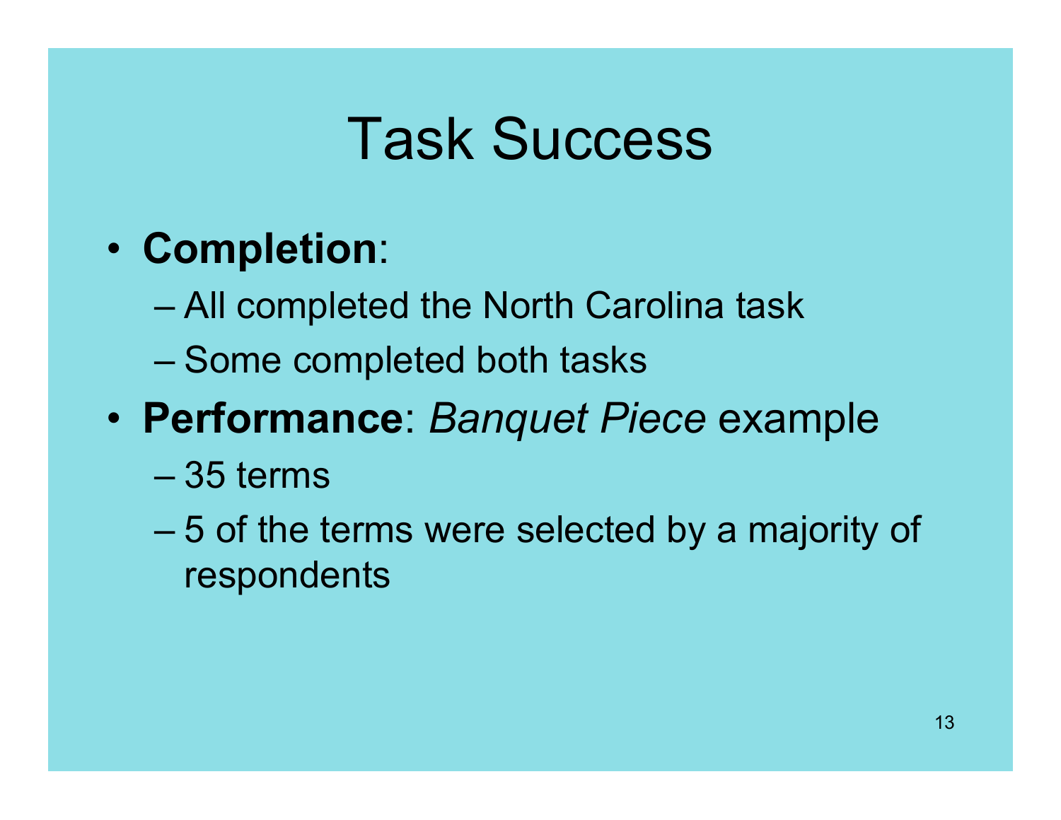# Task Success

- **Completion**:
  - All completed the North Carolina task
  - Some completed both tasks
- **Performance**: *Banquet Piece* example
  - 35 terms
  - 5 of the terms were selected by a majority of respondents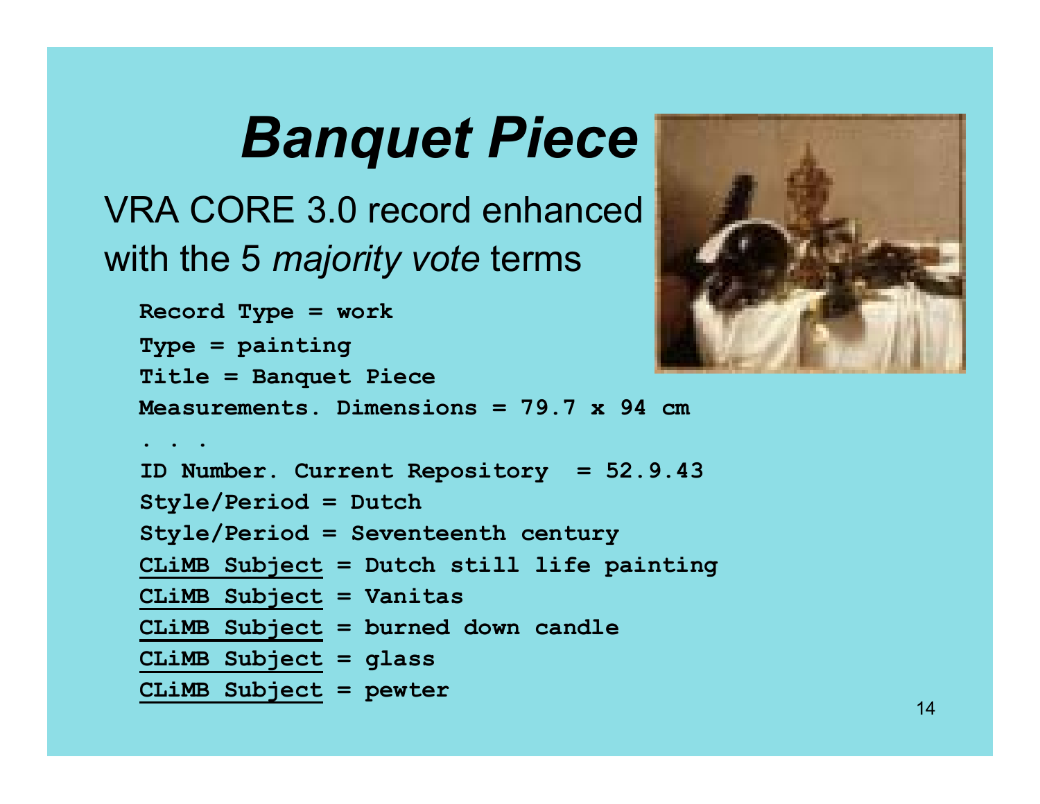# *Banquet Piece*

VRA CORE 3.0 record enhanced with the 5 *majority vote* terms

```
Record Type = work
Type = painting
Title = Banquet Piece
Measurements. Dimensions = 79.7 x 94 cm
. . .
ID Number. Current Repository  = 52.9.43
Style/Period = Dutch
Style/Period = Seventeenth century
CLiMB Subject = Dutch still life painting
CLiMB Subject = Vanitas
CLiMB Subject = burned down candle
CLiMB Subject = glass
CLiMB Subject = pewter
```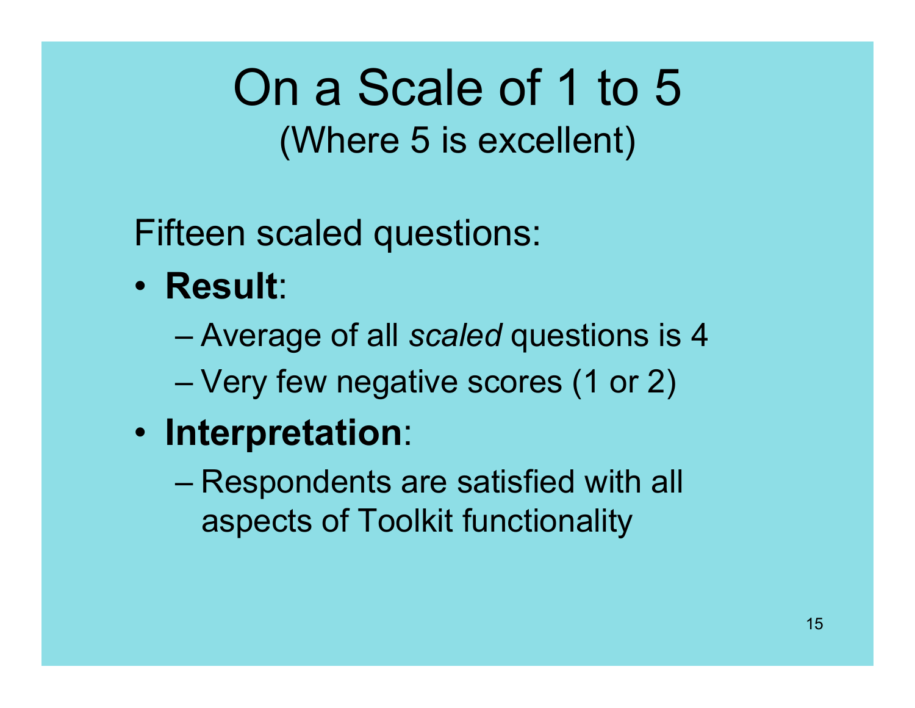# On a Scale of 1 to 5
## (Where 5 is excellent)

Fifteen scaled questions:

- **Result**:
  - Average of all *scaled* questions is 4
  - Very few negative scores (1 or 2)
- **Interpretation**:
  - Respondents are satisfied with all aspects of Toolkit functionality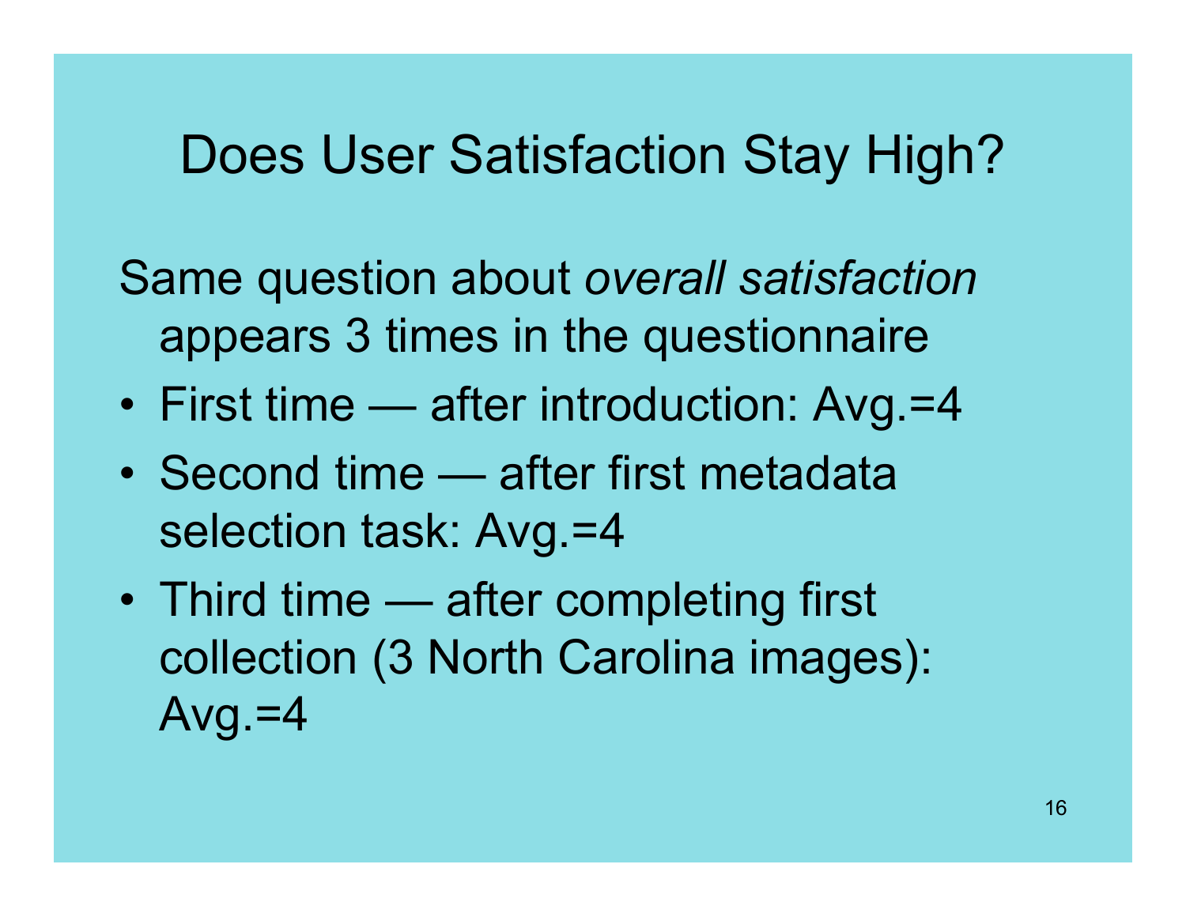# Does User Satisfaction Stay High?

Same question about *overall satisfaction* appears 3 times in the questionnaire

- First time — after introduction: Avg.=4
- Second time — after first metadata selection task: Avg.=4
- Third time — after completing first collection (3 North Carolina images): Avg.=4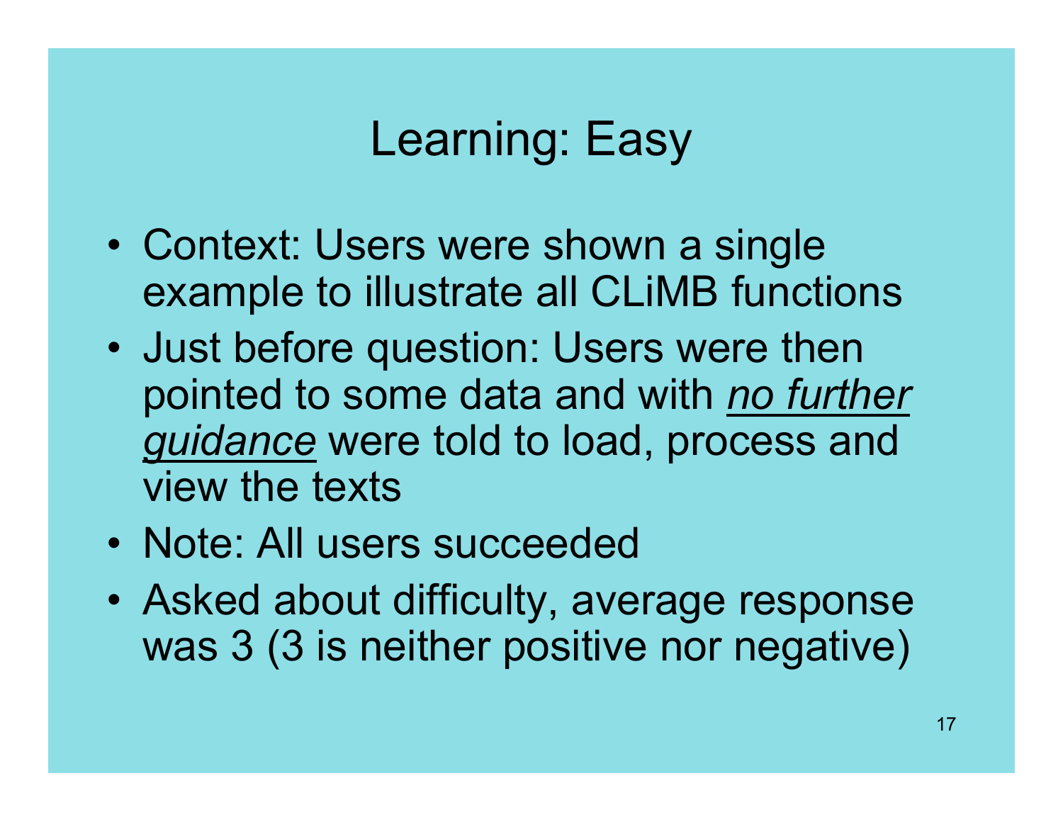# Learning: Easy

- Context: Users were shown a single example to illustrate all CLiMB functions
- Just before question: Users were then pointed to some data and with *no further guidance* were told to load, process and view the texts
- Note: All users succeeded
- Asked about difficulty, average response was 3 (3 is neither positive nor negative)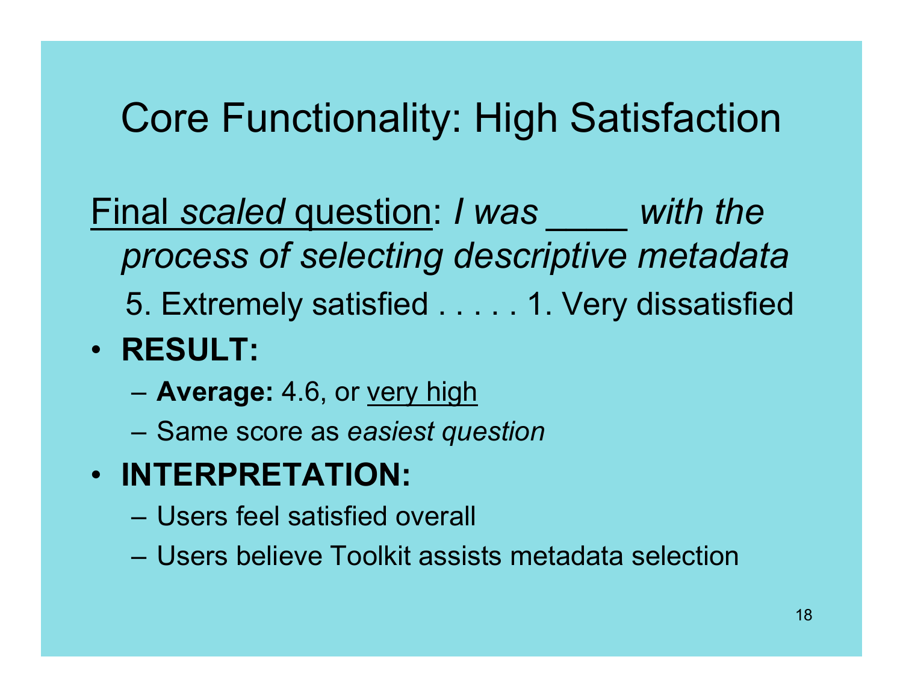# Core Functionality: High Satisfaction

<u>Final *scaled* question</u>: *I was ____ with the process of selecting descriptive metadata*

5. Extremely satisfied . . . . . 1. Very dissatisfied

- **RESULT:**
  - **Average:** 4.6, or <u>very high</u>
  - Same score as *easiest question*
- **INTERPRETATION:**
  - Users feel satisfied overall
  - Users believe Toolkit assists metadata selection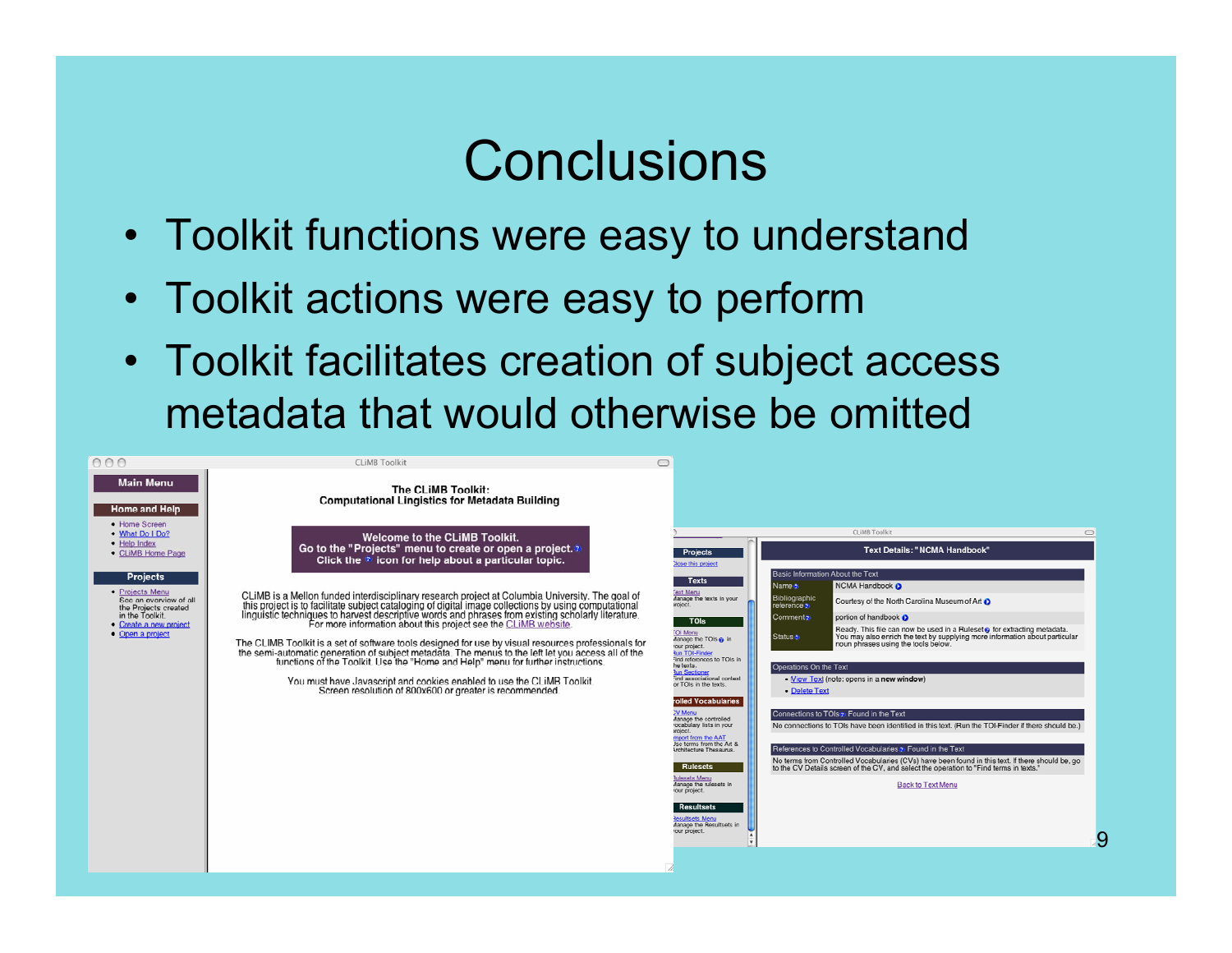# Conclusions

- Toolkit functions were easy to understand
- Toolkit actions were easy to perform
- Toolkit facilitates creation of subject access metadata that would otherwise be omitted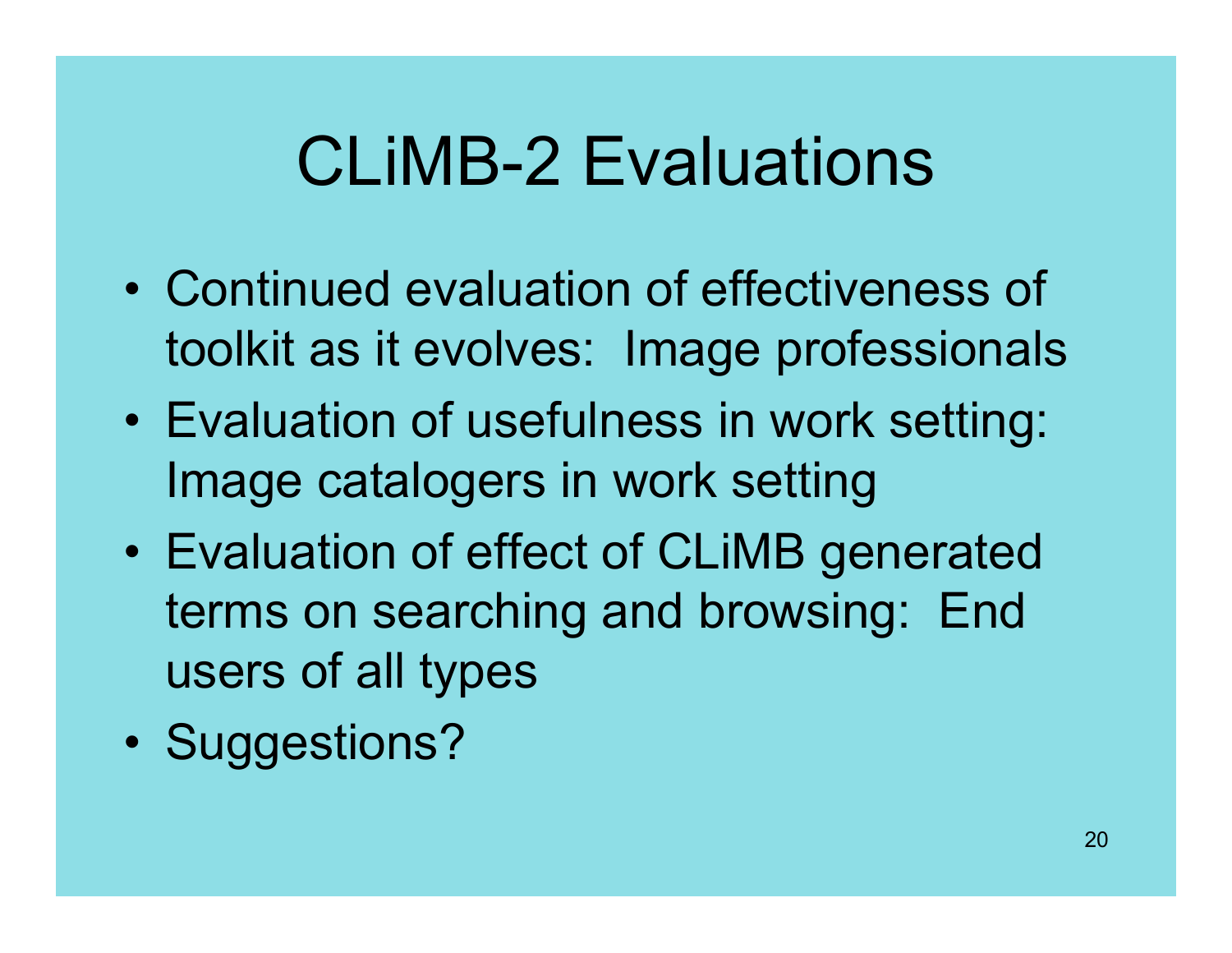# CLiMB-2 Evaluations

- Continued evaluation of effectiveness of toolkit as it evolves: Image professionals
- Evaluation of usefulness in work setting: Image catalogers in work setting
- Evaluation of effect of CLiMB generated terms on searching and browsing: End users of all types
- Suggestions?